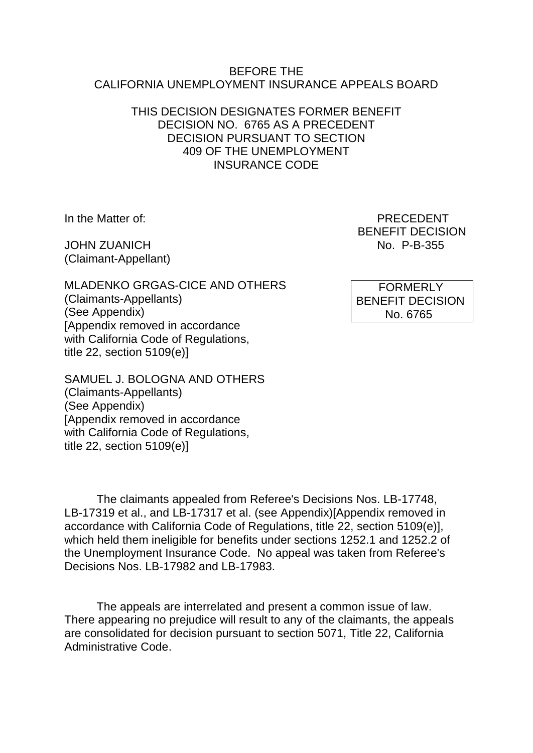BEFORE THE
CALIFORNIA UNEMPLOYMENT INSURANCE APPEALS BOARD

THIS DECISION DESIGNATES FORMER BENEFIT DECISION NO. 6765 AS A PRECEDENT DECISION PURSUANT TO SECTION 409 OF THE UNEMPLOYMENT INSURANCE CODE

In the Matter of:

JOHN ZUANICH
(Claimant-Appellant)

MLADENKO GRGAS-CICE AND OTHERS
(Claimants-Appellants)
(See Appendix)
[Appendix removed in accordance with California Code of Regulations, title 22, section 5109(e)]

SAMUEL J. BOLOGNA AND OTHERS
(Claimants-Appellants)
(See Appendix)
[Appendix removed in accordance with California Code of Regulations, title 22, section 5109(e)]

PRECEDENT
BENEFIT DECISION
No. P-B-355

FORMERLY
BENEFIT DECISION
No. 6765

The claimants appealed from Referee's Decisions Nos. LB-17748, LB-17319 et al., and LB-17317 et al. (see Appendix)[Appendix removed in accordance with California Code of Regulations, title 22, section 5109(e)], which held them ineligible for benefits under sections 1252.1 and 1252.2 of the Unemployment Insurance Code. No appeal was taken from Referee's Decisions Nos. LB-17982 and LB-17983.

The appeals are interrelated and present a common issue of law. There appearing no prejudice will result to any of the claimants, the appeals are consolidated for decision pursuant to section 5071, Title 22, California Administrative Code.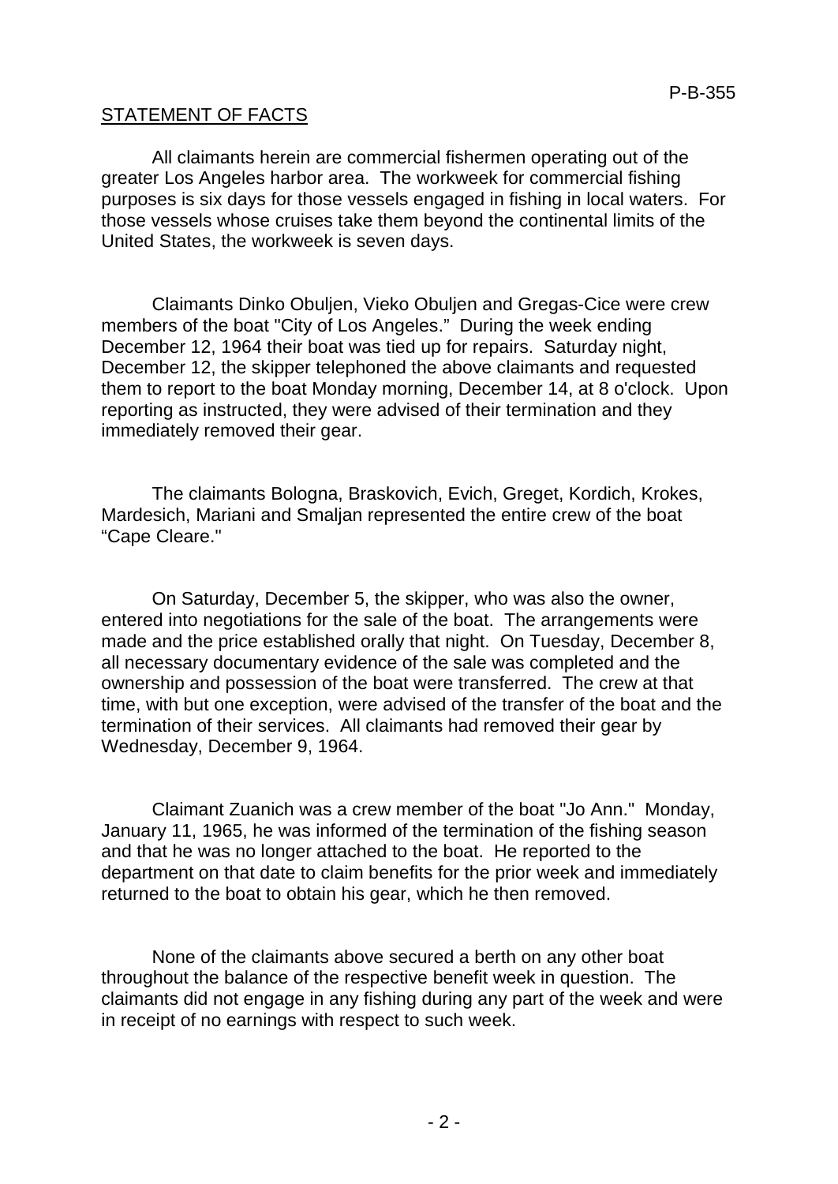## STATEMENT OF FACTS

All claimants herein are commercial fishermen operating out of the greater Los Angeles harbor area. The workweek for commercial fishing purposes is six days for those vessels engaged in fishing in local waters. For those vessels whose cruises take them beyond the continental limits of the United States, the workweek is seven days.

Claimants Dinko Obuljen, Vieko Obuljen and Gregas-Cice were crew members of the boat "City of Los Angeles." During the week ending December 12, 1964 their boat was tied up for repairs. Saturday night, December 12, the skipper telephoned the above claimants and requested them to report to the boat Monday morning, December 14, at 8 o'clock. Upon reporting as instructed, they were advised of their termination and they immediately removed their gear.

The claimants Bologna, Braskovich, Evich, Greget, Kordich, Krokes, Mardesich, Mariani and Smaljan represented the entire crew of the boat "Cape Cleare."

On Saturday, December 5, the skipper, who was also the owner, entered into negotiations for the sale of the boat. The arrangements were made and the price established orally that night. On Tuesday, December 8, all necessary documentary evidence of the sale was completed and the ownership and possession of the boat were transferred. The crew at that time, with but one exception, were advised of the transfer of the boat and the termination of their services. All claimants had removed their gear by Wednesday, December 9, 1964.

Claimant Zuanich was a crew member of the boat "Jo Ann." Monday, January 11, 1965, he was informed of the termination of the fishing season and that he was no longer attached to the boat. He reported to the department on that date to claim benefits for the prior week and immediately returned to the boat to obtain his gear, which he then removed.

None of the claimants above secured a berth on any other boat throughout the balance of the respective benefit week in question. The claimants did not engage in any fishing during any part of the week and were in receipt of no earnings with respect to such week.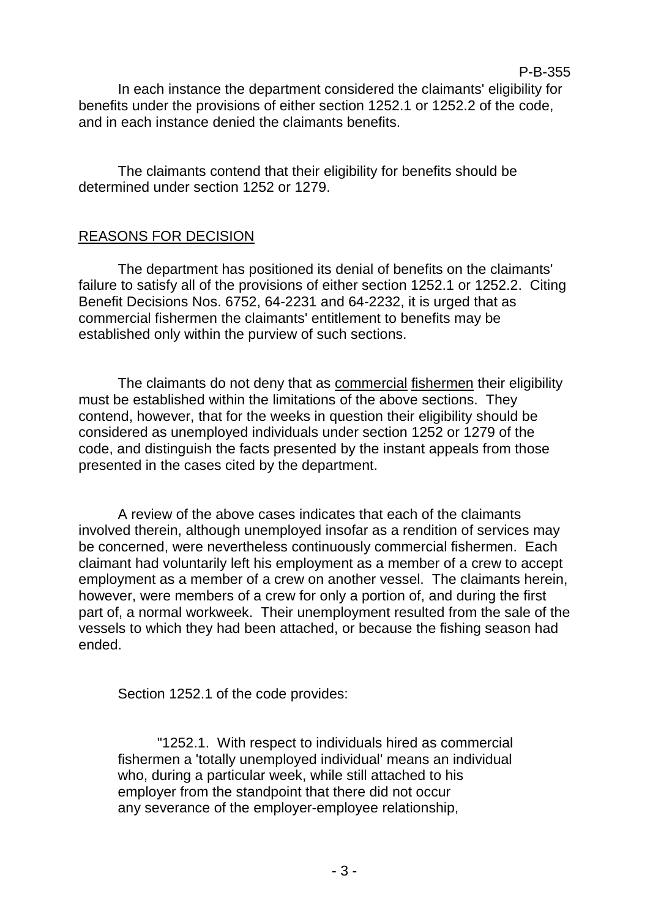In each instance the department considered the claimants' eligibility for benefits under the provisions of either section 1252.1 or 1252.2 of the code, and in each instance denied the claimants benefits.

The claimants contend that their eligibility for benefits should be determined under section 1252 or 1279.

## REASONS FOR DECISION

The department has positioned its denial of benefits on the claimants' failure to satisfy all of the provisions of either section 1252.1 or 1252.2. Citing Benefit Decisions Nos. 6752, 64-2231 and 64-2232, it is urged that as commercial fishermen the claimants' entitlement to benefits may be established only within the purview of such sections.

The claimants do not deny that as <u>commercial</u> <u>fishermen</u> their eligibility must be established within the limitations of the above sections. They contend, however, that for the weeks in question their eligibility should be considered as unemployed individuals under section 1252 or 1279 of the code, and distinguish the facts presented by the instant appeals from those presented in the cases cited by the department.

A review of the above cases indicates that each of the claimants involved therein, although unemployed insofar as a rendition of services may be concerned, were nevertheless continuously commercial fishermen. Each claimant had voluntarily left his employment as a member of a crew to accept employment as a member of a crew on another vessel. The claimants herein, however, were members of a crew for only a portion of, and during the first part of, a normal workweek. Their unemployment resulted from the sale of the vessels to which they had been attached, or because the fishing season had ended.

Section 1252.1 of the code provides:

> "1252.1. With respect to individuals hired as commercial fishermen a 'totally unemployed individual' means an individual who, during a particular week, while still attached to his employer from the standpoint that there did not occur any severance of the employer-employee relationship,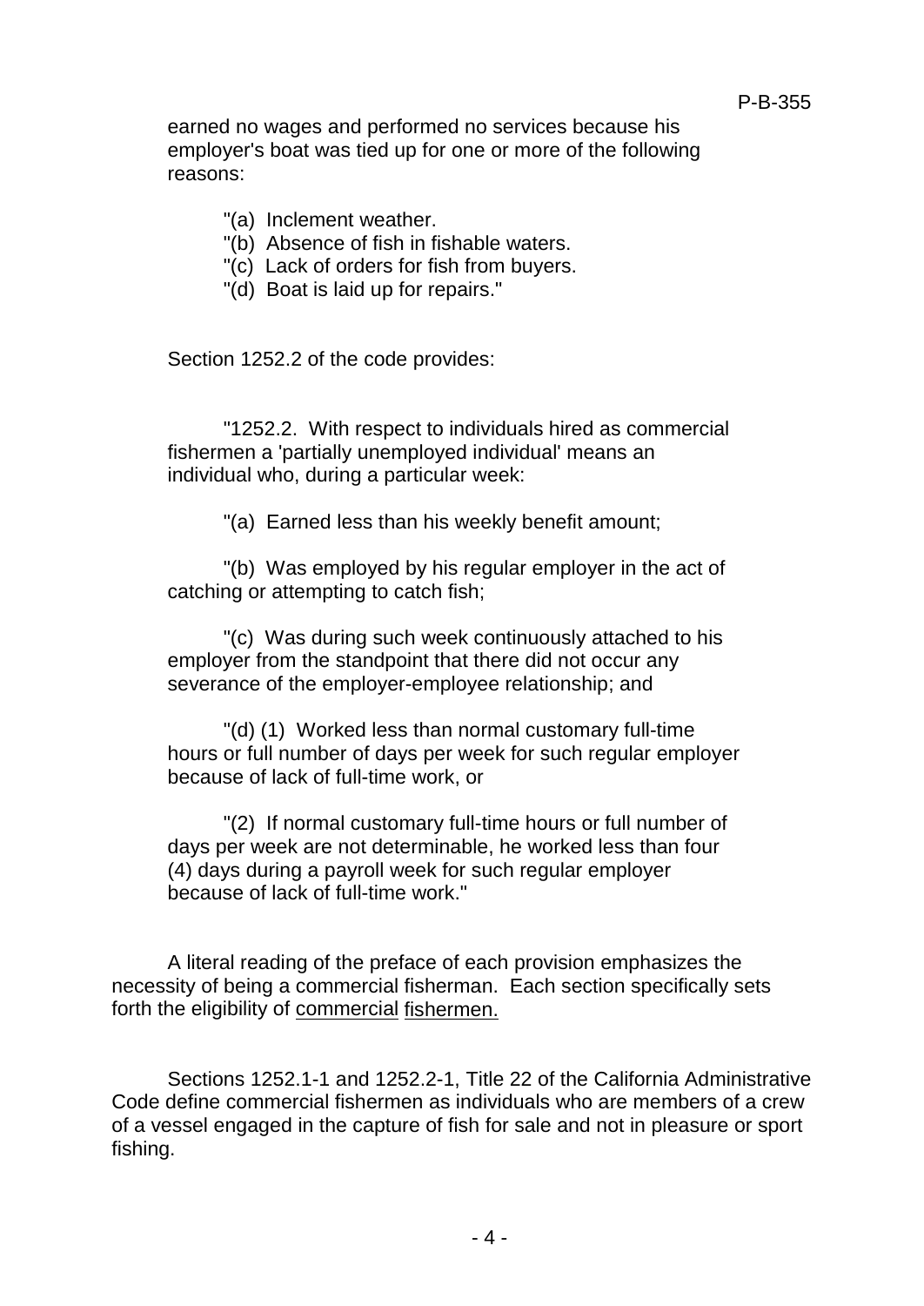earned no wages and performed no services because his employer's boat was tied up for one or more of the following reasons:

"(a) Inclement weather.
"(b) Absence of fish in fishable waters.
"(c) Lack of orders for fish from buyers.
"(d) Boat is laid up for repairs."

Section 1252.2 of the code provides:

"1252.2. With respect to individuals hired as commercial fishermen a 'partially unemployed individual' means an individual who, during a particular week:

"(a) Earned less than his weekly benefit amount;

"(b) Was employed by his regular employer in the act of catching or attempting to catch fish;

"(c) Was during such week continuously attached to his employer from the standpoint that there did not occur any severance of the employer-employee relationship; and

"(d) (1) Worked less than normal customary full-time hours or full number of days per week for such regular employer because of lack of full-time work, or

"(2) If normal customary full-time hours or full number of days per week are not determinable, he worked less than four (4) days during a payroll week for such regular employer because of lack of full-time work."

A literal reading of the preface of each provision emphasizes the necessity of being a commercial fisherman. Each section specifically sets forth the eligibility of <u>commercial</u> <u>fishermen.</u>

Sections 1252.1-1 and 1252.2-1, Title 22 of the California Administrative Code define commercial fishermen as individuals who are members of a crew of a vessel engaged in the capture of fish for sale and not in pleasure or sport fishing.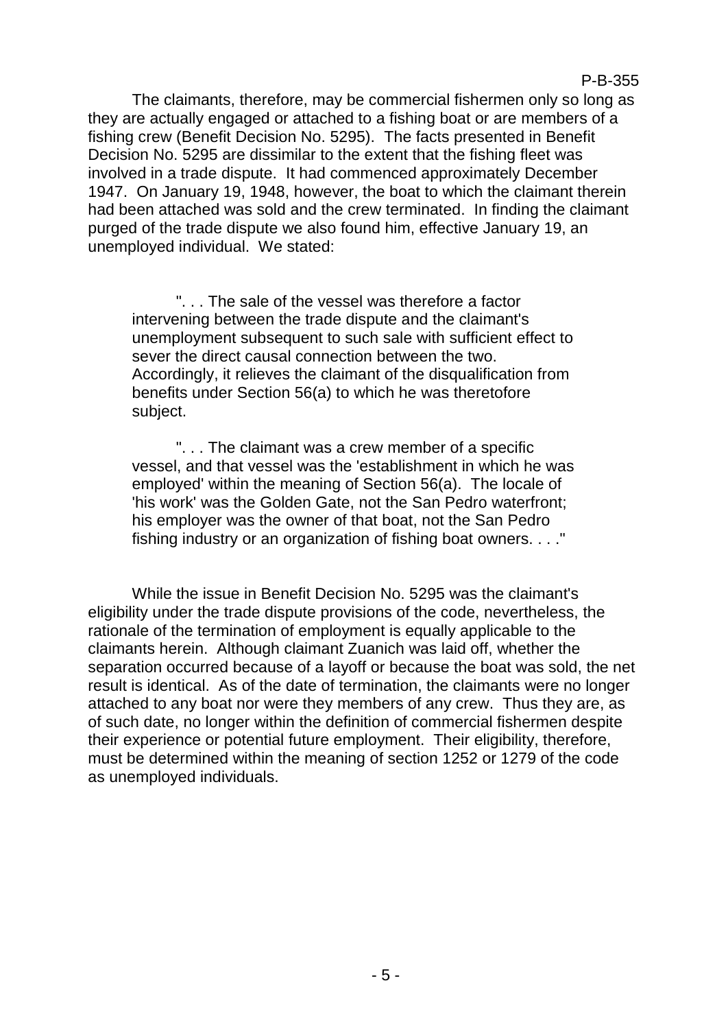The claimants, therefore, may be commercial fishermen only so long as they are actually engaged or attached to a fishing boat or are members of a fishing crew (Benefit Decision No. 5295). The facts presented in Benefit Decision No. 5295 are dissimilar to the extent that the fishing fleet was involved in a trade dispute. It had commenced approximately December 1947. On January 19, 1948, however, the boat to which the claimant therein had been attached was sold and the crew terminated. In finding the claimant purged of the trade dispute we also found him, effective January 19, an unemployed individual. We stated:

> ". . . The sale of the vessel was therefore a factor intervening between the trade dispute and the claimant's unemployment subsequent to such sale with sufficient effect to sever the direct causal connection between the two. Accordingly, it relieves the claimant of the disqualification from benefits under Section 56(a) to which he was theretofore subject.
>
> ". . . The claimant was a crew member of a specific vessel, and that vessel was the 'establishment in which he was employed' within the meaning of Section 56(a). The locale of 'his work' was the Golden Gate, not the San Pedro waterfront; his employer was the owner of that boat, not the San Pedro fishing industry or an organization of fishing boat owners. . . ."

While the issue in Benefit Decision No. 5295 was the claimant's eligibility under the trade dispute provisions of the code, nevertheless, the rationale of the termination of employment is equally applicable to the claimants herein. Although claimant Zuanich was laid off, whether the separation occurred because of a layoff or because the boat was sold, the net result is identical. As of the date of termination, the claimants were no longer attached to any boat nor were they members of any crew. Thus they are, as of such date, no longer within the definition of commercial fishermen despite their experience or potential future employment. Their eligibility, therefore, must be determined within the meaning of section 1252 or 1279 of the code as unemployed individuals.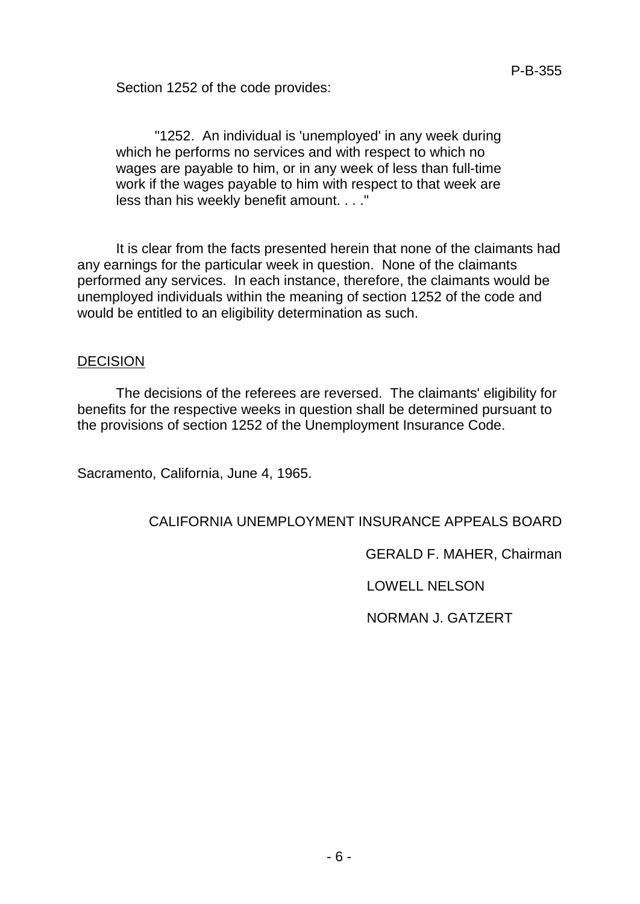Section 1252 of the code provides:

> "1252. An individual is 'unemployed' in any week during which he performs no services and with respect to which no wages are payable to him, or in any week of less than full-time work if the wages payable to him with respect to that week are less than his weekly benefit amount. . . ."

It is clear from the facts presented herein that none of the claimants had any earnings for the particular week in question. None of the claimants performed any services. In each instance, therefore, the claimants would be unemployed individuals within the meaning of section 1252 of the code and would be entitled to an eligibility determination as such.

DECISION

The decisions of the referees are reversed. The claimants' eligibility for benefits for the respective weeks in question shall be determined pursuant to the provisions of section 1252 of the Unemployment Insurance Code.

Sacramento, California, June 4, 1965.

CALIFORNIA UNEMPLOYMENT INSURANCE APPEALS BOARD

GERALD F. MAHER, Chairman

LOWELL NELSON

NORMAN J. GATZERT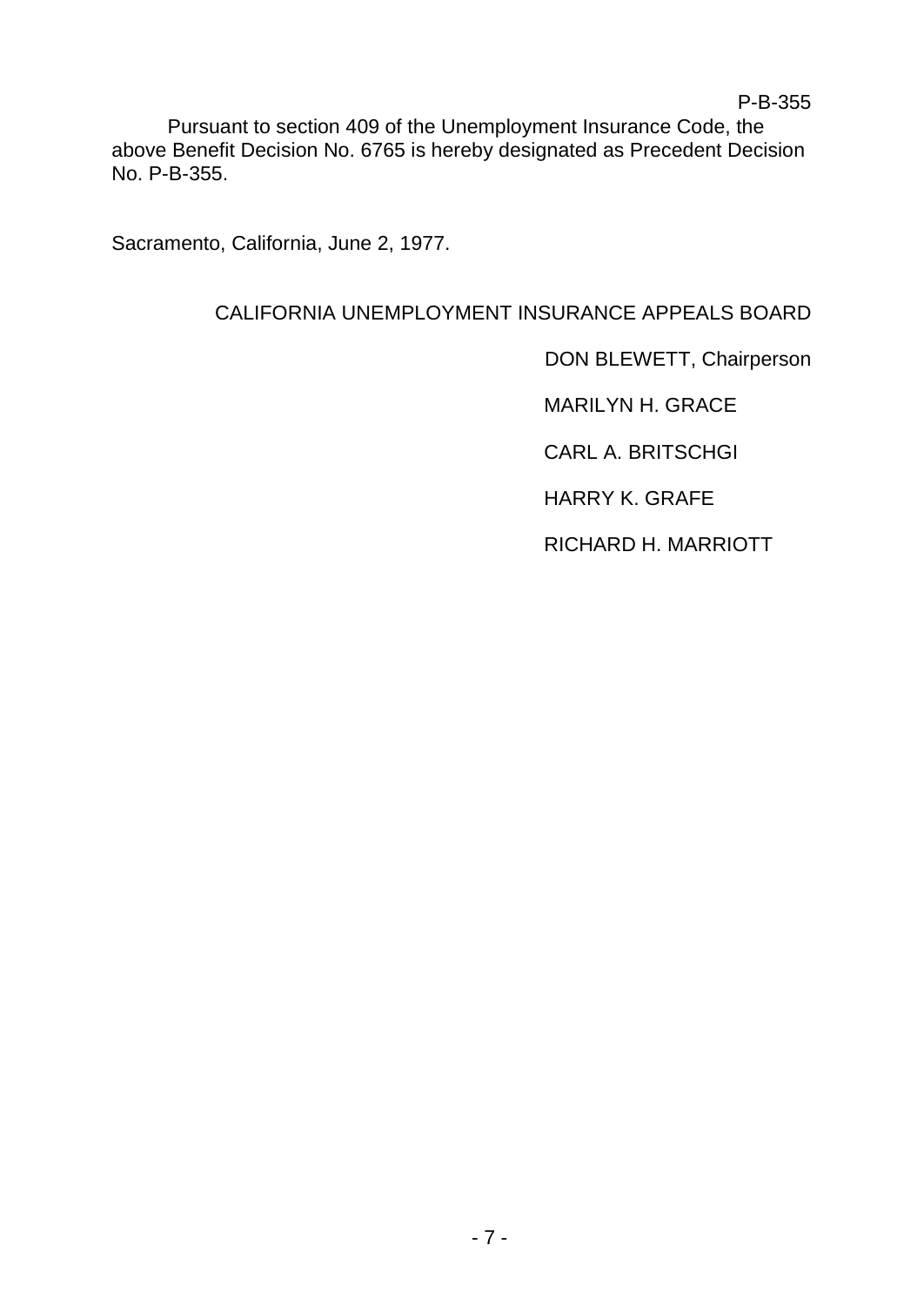Pursuant to section 409 of the Unemployment Insurance Code, the above Benefit Decision No. 6765 is hereby designated as Precedent Decision No. P-B-355.

Sacramento, California, June 2, 1977.

CALIFORNIA UNEMPLOYMENT INSURANCE APPEALS BOARD

DON BLEWETT, Chairperson

MARILYN H. GRACE

CARL A. BRITSCHGI

HARRY K. GRAFE

RICHARD H. MARRIOTT